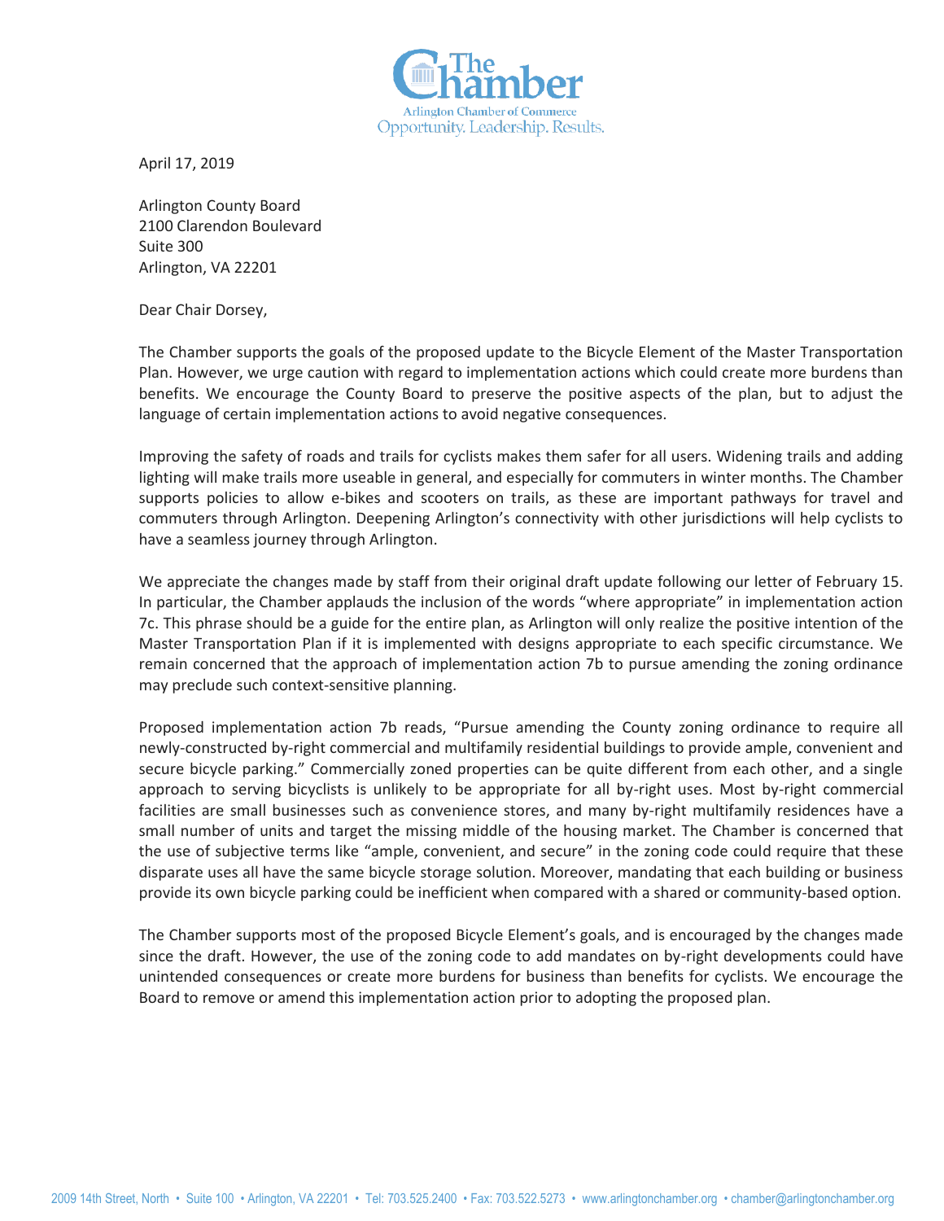The Chamber
Arlington Chamber of Commerce
Opportunity. Leadership. Results.

April 17, 2019

Arlington County Board
2100 Clarendon Boulevard
Suite 300
Arlington, VA 22201

Dear Chair Dorsey,

The Chamber supports the goals of the proposed update to the Bicycle Element of the Master Transportation Plan. However, we urge caution with regard to implementation actions which could create more burdens than benefits. We encourage the County Board to preserve the positive aspects of the plan, but to adjust the language of certain implementation actions to avoid negative consequences.

Improving the safety of roads and trails for cyclists makes them safer for all users. Widening trails and adding lighting will make trails more useable in general, and especially for commuters in winter months. The Chamber supports policies to allow e-bikes and scooters on trails, as these are important pathways for travel and commuters through Arlington. Deepening Arlington's connectivity with other jurisdictions will help cyclists to have a seamless journey through Arlington.

We appreciate the changes made by staff from their original draft update following our letter of February 15. In particular, the Chamber applauds the inclusion of the words "where appropriate" in implementation action 7c. This phrase should be a guide for the entire plan, as Arlington will only realize the positive intention of the Master Transportation Plan if it is implemented with designs appropriate to each specific circumstance. We remain concerned that the approach of implementation action 7b to pursue amending the zoning ordinance may preclude such context-sensitive planning.

Proposed implementation action 7b reads, "Pursue amending the County zoning ordinance to require all newly-constructed by-right commercial and multifamily residential buildings to provide ample, convenient and secure bicycle parking." Commercially zoned properties can be quite different from each other, and a single approach to serving bicyclists is unlikely to be appropriate for all by-right uses. Most by-right commercial facilities are small businesses such as convenience stores, and many by-right multifamily residences have a small number of units and target the missing middle of the housing market. The Chamber is concerned that the use of subjective terms like "ample, convenient, and secure" in the zoning code could require that these disparate uses all have the same bicycle storage solution. Moreover, mandating that each building or business provide its own bicycle parking could be inefficient when compared with a shared or community-based option.

The Chamber supports most of the proposed Bicycle Element's goals, and is encouraged by the changes made since the draft. However, the use of the zoning code to add mandates on by-right developments could have unintended consequences or create more burdens for business than benefits for cyclists. We encourage the Board to remove or amend this implementation action prior to adopting the proposed plan.

2009 14th Street, North • Suite 100 • Arlington, VA 22201 • Tel: 703.525.2400 • Fax: 703.522.5273 • www.arlingtonchamber.org • chamber@arlingtonchamber.org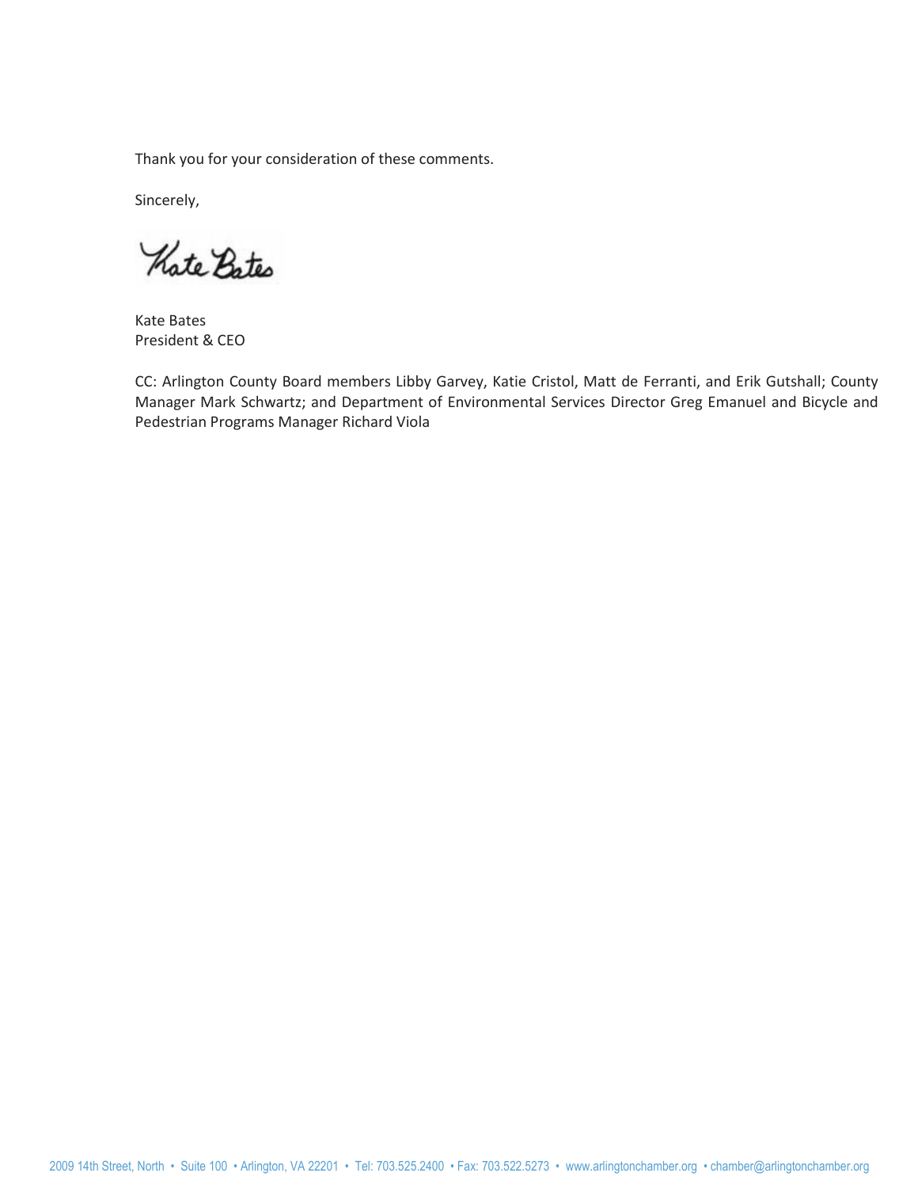Thank you for your consideration of these comments.

Sincerely,

Kate Bates

Kate Bates
President & CEO

CC: Arlington County Board members Libby Garvey, Katie Cristol, Matt de Ferranti, and Erik Gutshall; County Manager Mark Schwartz; and Department of Environmental Services Director Greg Emanuel and Bicycle and Pedestrian Programs Manager Richard Viola

2009 14th Street, North • Suite 100 • Arlington, VA 22201 • Tel: 703.525.2400 • Fax: 703.522.5273 • www.arlingtonchamber.org • chamber@arlingtonchamber.org